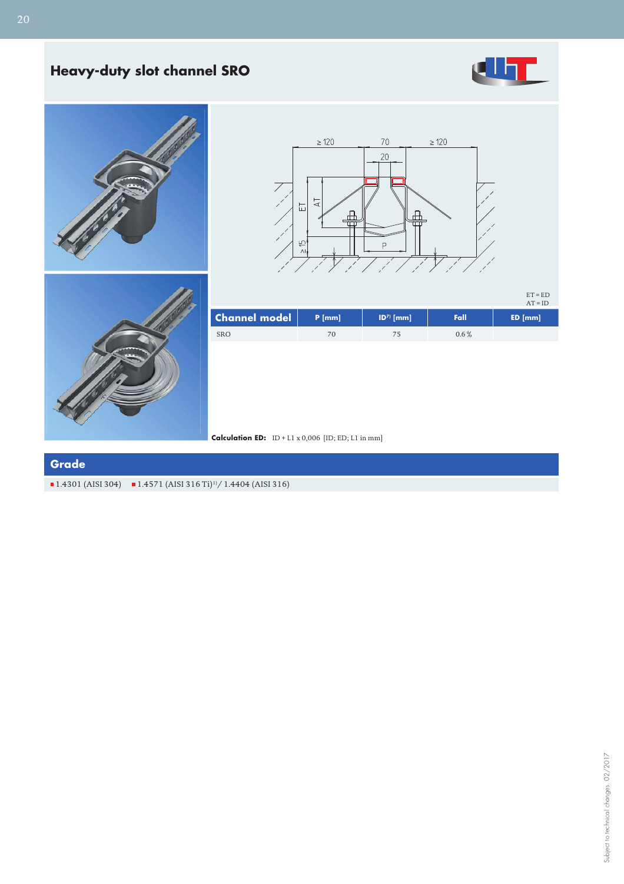# Heavy-duty slot channel SRO

ET = ED
AT = ID

| Channel model | P [mm] | ID[7] [mm] | Fall | ED [mm] |
|---|---|---|---|---|
| SRO | 70 | 75 | 0.6 % | |

**Calculation ED:** ID + L1 x 0,006 [ID; ED; L1 in mm]

## Grade

- 1.4301 (AISI 304)
- 1.4571 (AISI 316 Ti)[1]/ 1.4404 (AISI 316)

Subject to technical changes. 02/2017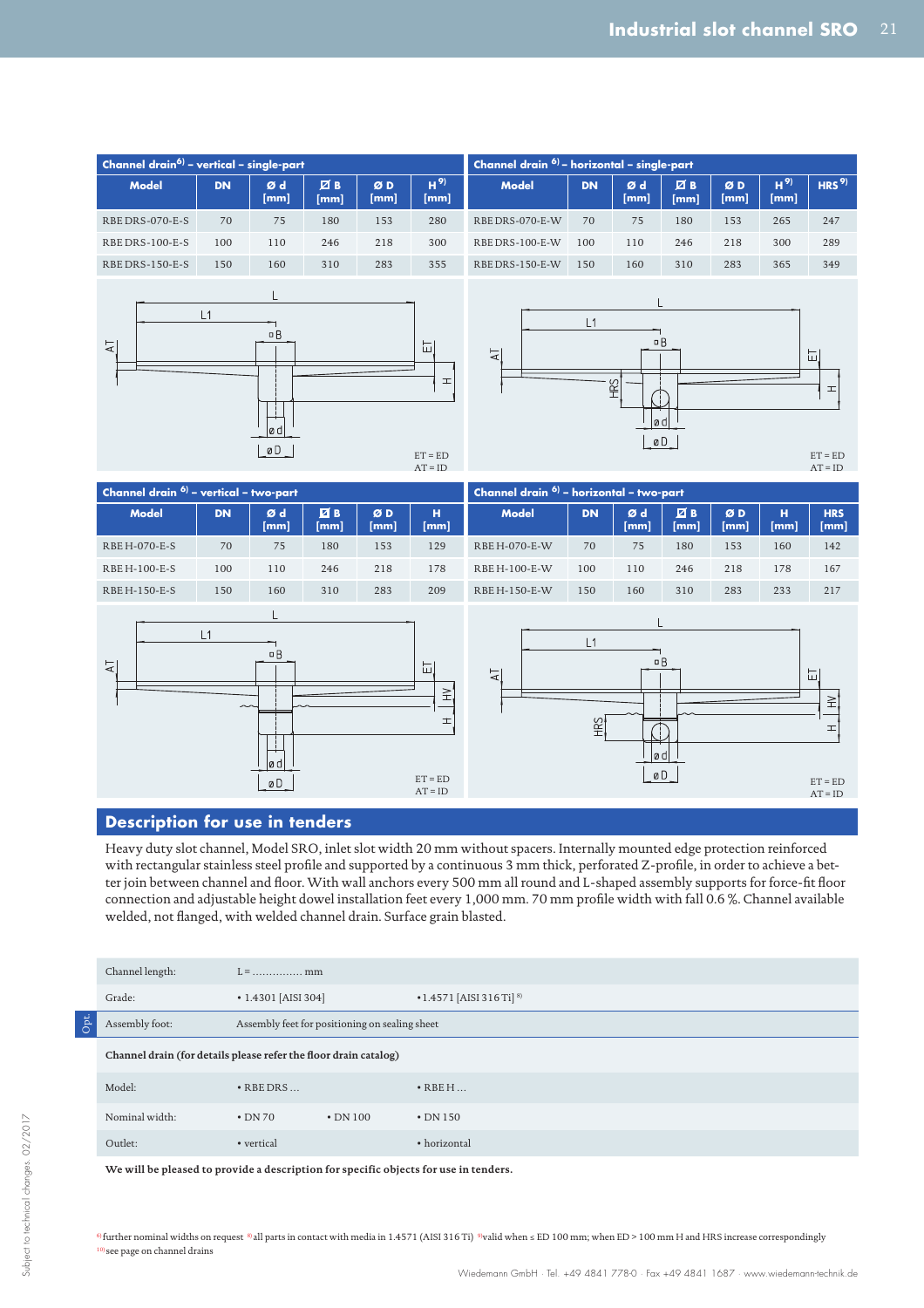| Channel drain[6] – vertical – single-part | | | | | |
|---|---|---|---|---|---|
| **Model** | **DN** | **Ø d [mm]** | **◻ B [mm]** | **Ø D [mm]** | **H[9] [mm]** |
| RBE DRS-070-E-S | 70 | 75 | 180 | 153 | 280 |
| RBE DRS-100-E-S | 100 | 110 | 246 | 218 | 300 |
| RBE DRS-150-E-S | 150 | 160 | 310 | 283 | 355 |

L
L1
◻B
AT
ET
H
ø d
ø D
ET = ED
AT = ID

| Channel drain [6] – horizontal – single-part | | | | | | |
|---|---|---|---|---|---|---|
| **Model** | **DN** | **Ø d [mm]** | **◻ B [mm]** | **Ø D [mm]** | **H[9] [mm]** | **HRS[9]** |
| RBE DRS-070-E-W | 70 | 75 | 180 | 153 | 265 | 247 |
| RBE DRS-100-E-W | 100 | 110 | 246 | 218 | 300 | 289 |
| RBE DRS-150-E-W | 150 | 160 | 310 | 283 | 365 | 349 |

L
L1
◻B
AT
ET
HRS
H
ø d
ø D
ET = ED
AT = ID

| Channel drain [6] – vertical – two-part | | | | | |
|---|---|---|---|---|---|
| **Model** | **DN** | **Ø d [mm]** | **◻ B [mm]** | **Ø D [mm]** | **H [mm]** |
| RBE H-070-E-S | 70 | 75 | 180 | 153 | 129 |
| RBE H-100-E-S | 100 | 110 | 246 | 218 | 178 |
| RBE H-150-E-S | 150 | 160 | 310 | 283 | 209 |

L
L1
◻B
AT
ET
HV
H
ø d
ø D
ET = ED
AT = ID

| Channel drain [6] – horizontal – two-part | | | | | | |
|---|---|---|---|---|---|---|
| **Model** | **DN** | **Ø d [mm]** | **◻ B [mm]** | **Ø D [mm]** | **H [mm]** | **HRS [mm]** |
| RBE H-070-E-W | 70 | 75 | 180 | 153 | 160 | 142 |
| RBE H-100-E-W | 100 | 110 | 246 | 218 | 178 | 167 |
| RBE H-150-E-W | 150 | 160 | 310 | 283 | 233 | 217 |

L
L1
◻B
AT
ET
HV
HRS
H
ø d
ø D
ET = ED
AT = ID

## Description for use in tenders

Heavy duty slot channel, Model SRO, inlet slot width 20 mm without spacers. Internally mounted edge protection reinforced with rectangular stainless steel profile and supported by a continuous 3 mm thick, perforated Z-profile, in order to achieve a better join between channel and floor. With wall anchors every 500 mm all round and L-shaped assembly supports for force-fit floor connection and adjustable height dowel installation feet every 1,000 mm. 70 mm profile width with fall 0.6 %. Channel available welded, not flanged, with welded channel drain. Surface grain blasted.

| | | | |
|---|---|---|---|
| Channel length: | L = .............. mm | | |
| Grade: | • 1.4301 [AISI 304] | | • 1.4571 [AISI 316 Ti] [8] |
| Opt. Assembly foot: | Assembly feet for positioning on sealing sheet | | |
| **Channel drain (for details please refer the floor drain catalog)** | | | |
| Model: | • RBE DRS ... | | • RBE H ... |
| Nominal width: | • DN 70 | • DN 100 | • DN 150 |
| Outlet: | • vertical | | • horizontal |

**We will be pleased to provide a description for specific objects for use in tenders.**

[6] further nominal widths on request [8] all parts in contact with media in 1.4571 (AISI 316 Ti) [9] valid when ≤ ED 100 mm; when ED > 100 mm H and HRS increase correspondingly
[10] see page on channel drains

Subject to technical changes. 02/2017

Wiedemann GmbH · Tel. +49 4841 778-0 · Fax +49 4841 1687 · www.wiedemann-technik.de